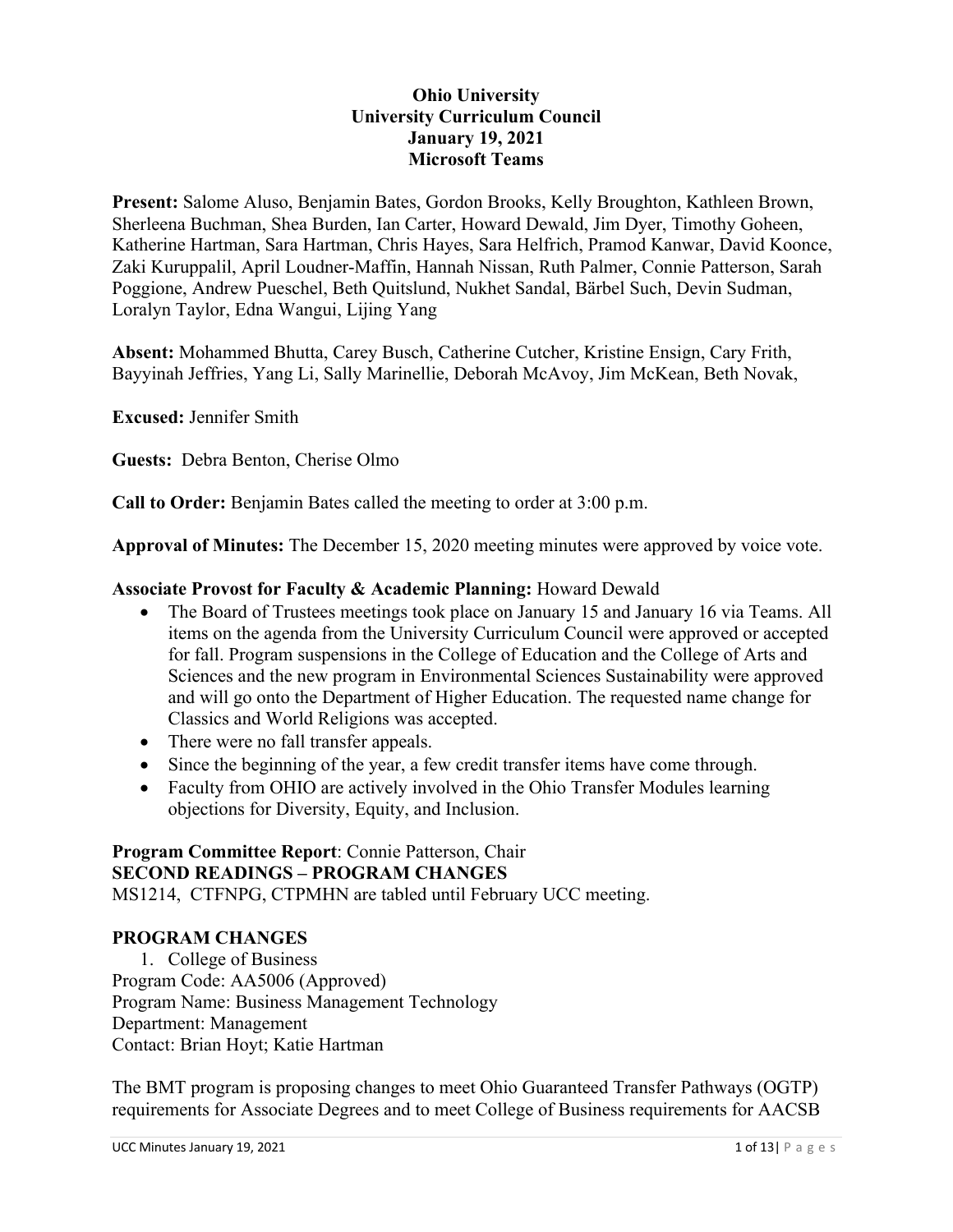# Ohio University
## University Curriculum Council
### January 19, 2021
### Microsoft Teams

**Present:** Salome Aluso, Benjamin Bates, Gordon Brooks, Kelly Broughton, Kathleen Brown, Sherleena Buchman, Shea Burden, Ian Carter, Howard Dewald, Jim Dyer, Timothy Goheen, Katherine Hartman, Sara Hartman, Chris Hayes, Sara Helfrich, Pramod Kanwar, David Koonce, Zaki Kuruppalil, April Loudner-Maffin, Hannah Nissan, Ruth Palmer, Connie Patterson, Sarah Poggione, Andrew Pueschel, Beth Quitslund, Nukhet Sandal, Bärbel Such, Devin Sudman, Loralyn Taylor, Edna Wangui, Lijing Yang

**Absent:** Mohammed Bhutta, Carey Busch, Catherine Cutcher, Kristine Ensign, Cary Frith, Bayyinah Jeffries, Yang Li, Sally Marinellie, Deborah McAvoy, Jim McKean, Beth Novak,

**Excused:** Jennifer Smith

**Guests:** Debra Benton, Cherise Olmo

**Call to Order:** Benjamin Bates called the meeting to order at 3:00 p.m.

**Approval of Minutes:** The December 15, 2020 meeting minutes were approved by voice vote.

**Associate Provost for Faculty & Academic Planning:** Howard Dewald

- The Board of Trustees meetings took place on January 15 and January 16 via Teams. All items on the agenda from the University Curriculum Council were approved or accepted for fall. Program suspensions in the College of Education and the College of Arts and Sciences and the new program in Environmental Sciences Sustainability were approved and will go onto the Department of Higher Education. The requested name change for Classics and World Religions was accepted.
- There were no fall transfer appeals.
- Since the beginning of the year, a few credit transfer items have come through.
- Faculty from OHIO are actively involved in the Ohio Transfer Modules learning objections for Diversity, Equity, and Inclusion.

**Program Committee Report**: Connie Patterson, Chair

**SECOND READINGS – PROGRAM CHANGES**

MS1214, CTFNPG, CTPMHN are tabled until February UCC meeting.

**PROGRAM CHANGES**

1. College of Business

Program Code: AA5006 (Approved)
Program Name: Business Management Technology
Department: Management
Contact: Brian Hoyt; Katie Hartman

The BMT program is proposing changes to meet Ohio Guaranteed Transfer Pathways (OGTP) requirements for Associate Degrees and to meet College of Business requirements for AACSB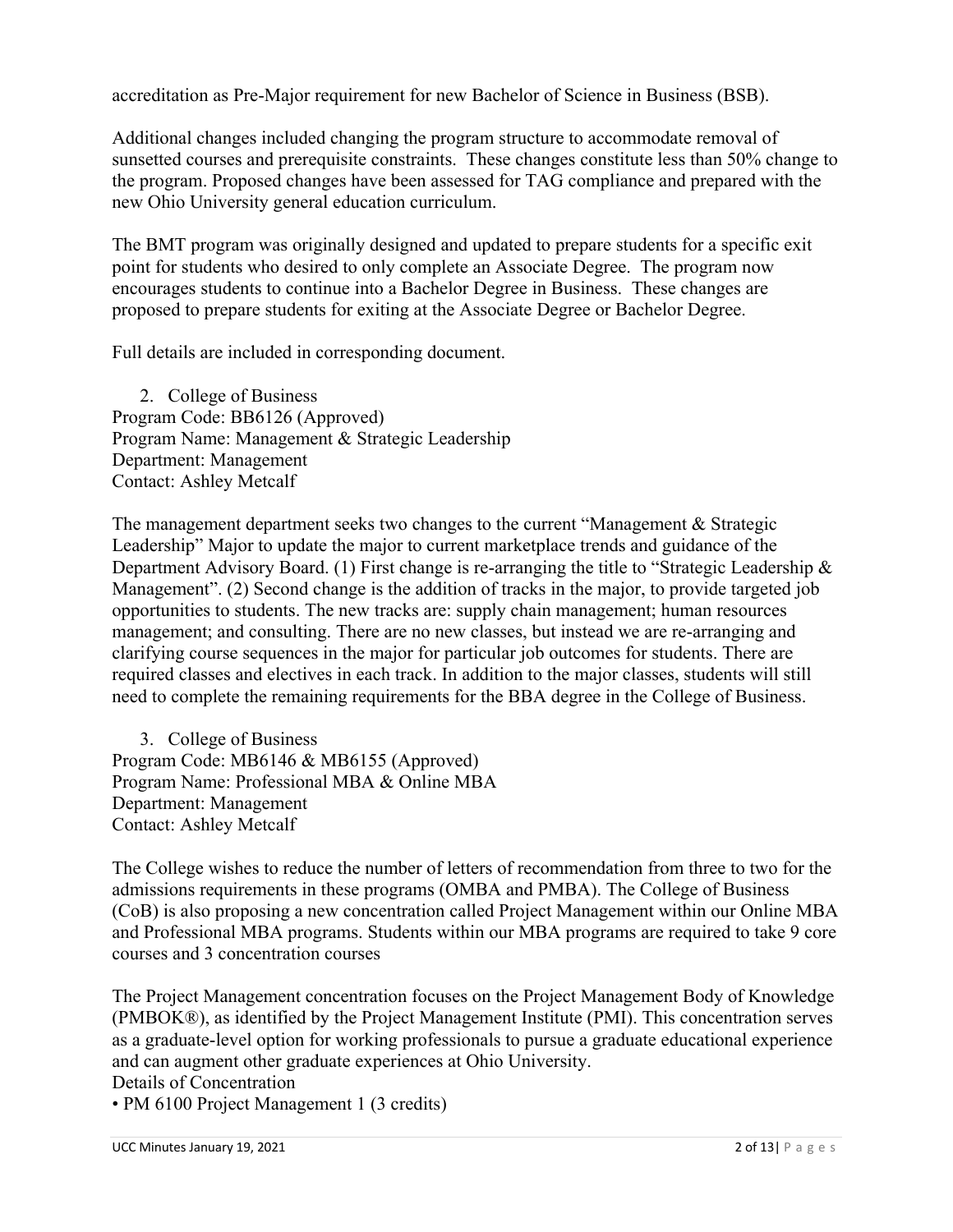accreditation as Pre-Major requirement for new Bachelor of Science in Business (BSB).

Additional changes included changing the program structure to accommodate removal of sunsetted courses and prerequisite constraints. These changes constitute less than 50% change to the program. Proposed changes have been assessed for TAG compliance and prepared with the new Ohio University general education curriculum.

The BMT program was originally designed and updated to prepare students for a specific exit point for students who desired to only complete an Associate Degree. The program now encourages students to continue into a Bachelor Degree in Business. These changes are proposed to prepare students for exiting at the Associate Degree or Bachelor Degree.

Full details are included in corresponding document.

2. College of Business

Program Code: BB6126 (Approved)
Program Name: Management & Strategic Leadership
Department: Management
Contact: Ashley Metcalf

The management department seeks two changes to the current "Management & Strategic Leadership" Major to update the major to current marketplace trends and guidance of the Department Advisory Board. (1) First change is re-arranging the title to "Strategic Leadership & Management". (2) Second change is the addition of tracks in the major, to provide targeted job opportunities to students. The new tracks are: supply chain management; human resources management; and consulting. There are no new classes, but instead we are re-arranging and clarifying course sequences in the major for particular job outcomes for students. There are required classes and electives in each track. In addition to the major classes, students will still need to complete the remaining requirements for the BBA degree in the College of Business.

3. College of Business

Program Code: MB6146 & MB6155 (Approved)
Program Name: Professional MBA & Online MBA
Department: Management
Contact: Ashley Metcalf

The College wishes to reduce the number of letters of recommendation from three to two for the admissions requirements in these programs (OMBA and PMBA). The College of Business (CoB) is also proposing a new concentration called Project Management within our Online MBA and Professional MBA programs. Students within our MBA programs are required to take 9 core courses and 3 concentration courses

The Project Management concentration focuses on the Project Management Body of Knowledge (PMBOK®), as identified by the Project Management Institute (PMI). This concentration serves as a graduate-level option for working professionals to pursue a graduate educational experience and can augment other graduate experiences at Ohio University.

Details of Concentration

- PM 6100 Project Management 1 (3 credits)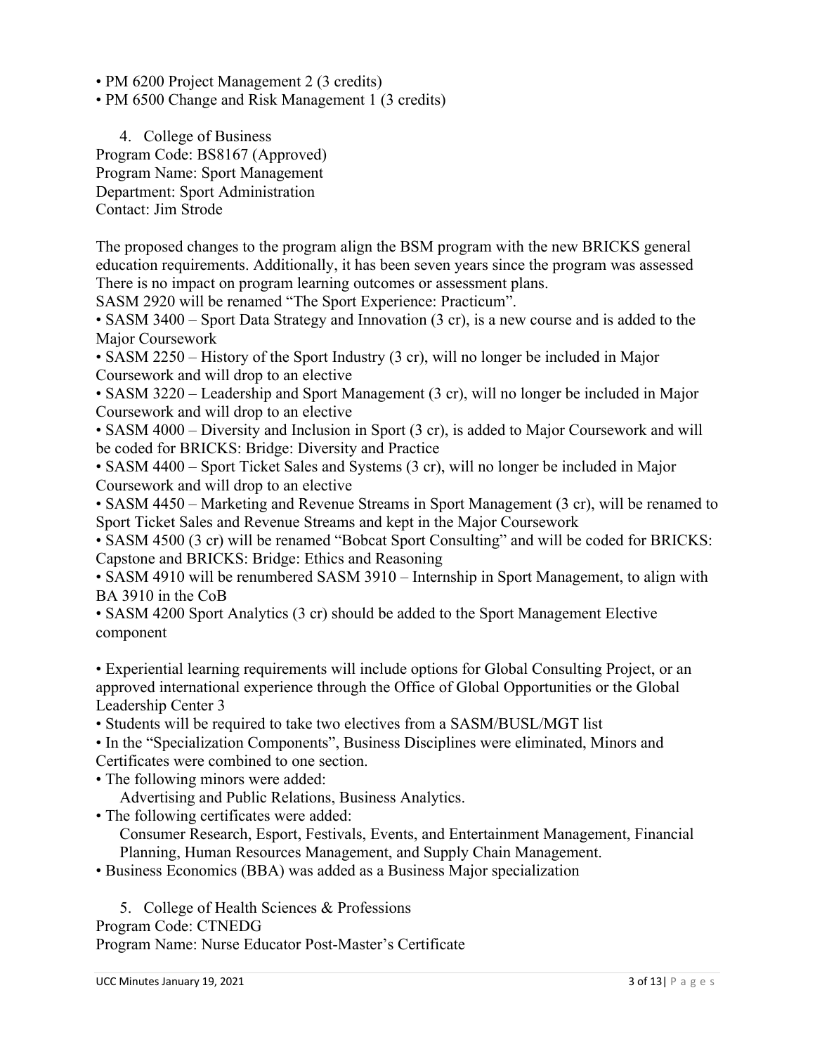- PM 6200 Project Management 2 (3 credits)
- PM 6500 Change and Risk Management 1 (3 credits)

4. College of Business

Program Code: BS8167 (Approved)
Program Name: Sport Management
Department: Sport Administration
Contact: Jim Strode

The proposed changes to the program align the BSM program with the new BRICKS general education requirements. Additionally, it has been seven years since the program was assessed There is no impact on program learning outcomes or assessment plans.
SASM 2920 will be renamed "The Sport Experience: Practicum".

- SASM 3400 – Sport Data Strategy and Innovation (3 cr), is a new course and is added to the Major Coursework
- SASM 2250 – History of the Sport Industry (3 cr), will no longer be included in Major Coursework and will drop to an elective
- SASM 3220 – Leadership and Sport Management (3 cr), will no longer be included in Major Coursework and will drop to an elective
- SASM 4000 – Diversity and Inclusion in Sport (3 cr), is added to Major Coursework and will be coded for BRICKS: Bridge: Diversity and Practice
- SASM 4400 – Sport Ticket Sales and Systems (3 cr), will no longer be included in Major Coursework and will drop to an elective
- SASM 4450 – Marketing and Revenue Streams in Sport Management (3 cr), will be renamed to Sport Ticket Sales and Revenue Streams and kept in the Major Coursework
- SASM 4500 (3 cr) will be renamed "Bobcat Sport Consulting" and will be coded for BRICKS: Capstone and BRICKS: Bridge: Ethics and Reasoning
- SASM 4910 will be renumbered SASM 3910 – Internship in Sport Management, to align with BA 3910 in the CoB
- SASM 4200 Sport Analytics (3 cr) should be added to the Sport Management Elective component

- Experiential learning requirements will include options for Global Consulting Project, or an approved international experience through the Office of Global Opportunities or the Global Leadership Center 3
- Students will be required to take two electives from a SASM/BUSL/MGT list
- In the "Specialization Components", Business Disciplines were eliminated, Minors and Certificates were combined to one section.
- The following minors were added:
  Advertising and Public Relations, Business Analytics.
- The following certificates were added:
  Consumer Research, Esport, Festivals, Events, and Entertainment Management, Financial Planning, Human Resources Management, and Supply Chain Management.
- Business Economics (BBA) was added as a Business Major specialization

5. College of Health Sciences & Professions

Program Code: CTNEDG
Program Name: Nurse Educator Post-Master's Certificate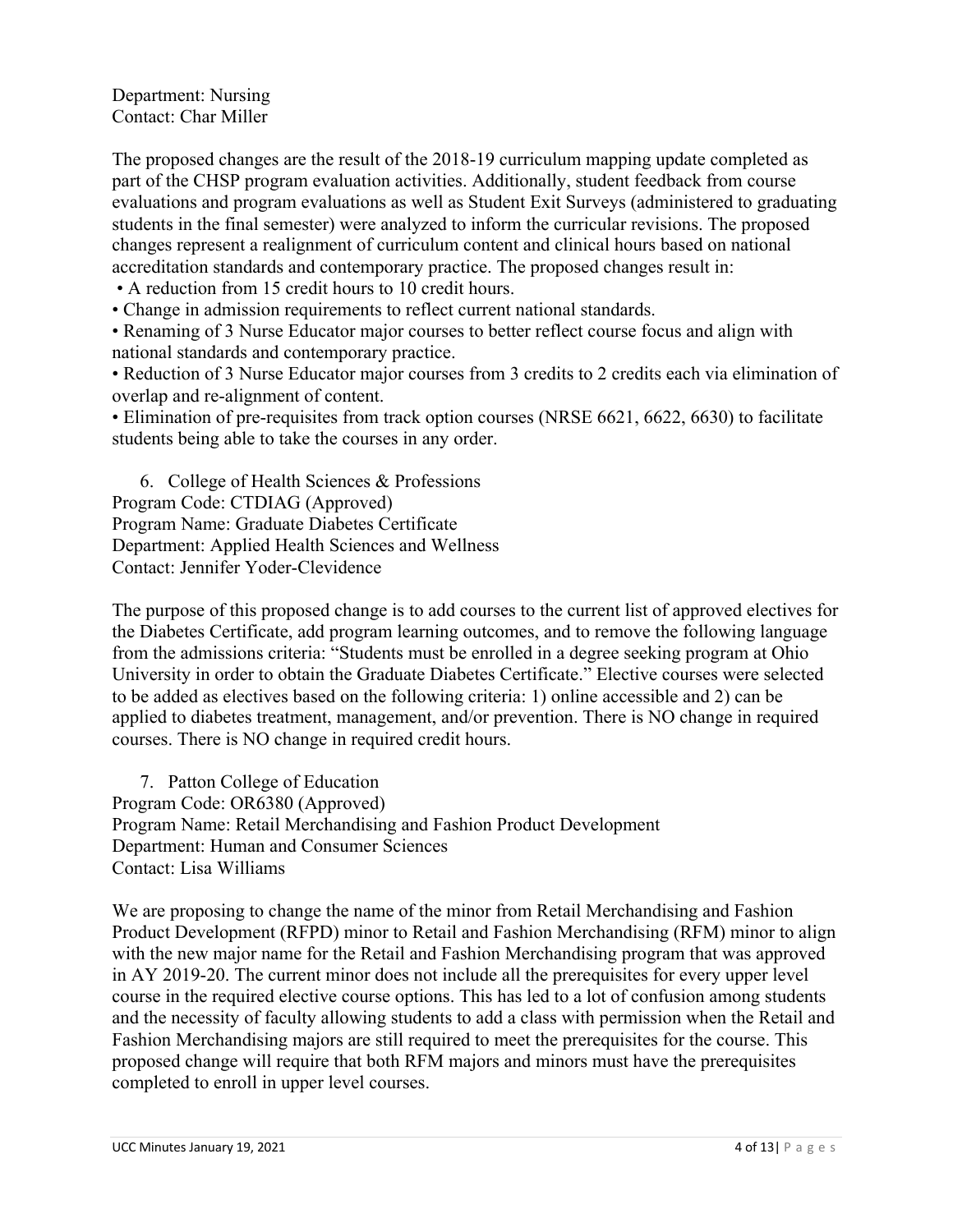Department: Nursing
Contact: Char Miller

The proposed changes are the result of the 2018-19 curriculum mapping update completed as part of the CHSP program evaluation activities. Additionally, student feedback from course evaluations and program evaluations as well as Student Exit Surveys (administered to graduating students in the final semester) were analyzed to inform the curricular revisions. The proposed changes represent a realignment of curriculum content and clinical hours based on national accreditation standards and contemporary practice. The proposed changes result in:

- A reduction from 15 credit hours to 10 credit hours.
- Change in admission requirements to reflect current national standards.
- Renaming of 3 Nurse Educator major courses to better reflect course focus and align with national standards and contemporary practice.
- Reduction of 3 Nurse Educator major courses from 3 credits to 2 credits each via elimination of overlap and re-alignment of content.
- Elimination of pre-requisites from track option courses (NRSE 6621, 6622, 6630) to facilitate students being able to take the courses in any order.

6. College of Health Sciences & Professions

Program Code: CTDIAG (Approved)
Program Name: Graduate Diabetes Certificate
Department: Applied Health Sciences and Wellness
Contact: Jennifer Yoder-Clevidence

The purpose of this proposed change is to add courses to the current list of approved electives for the Diabetes Certificate, add program learning outcomes, and to remove the following language from the admissions criteria: "Students must be enrolled in a degree seeking program at Ohio University in order to obtain the Graduate Diabetes Certificate." Elective courses were selected to be added as electives based on the following criteria: 1) online accessible and 2) can be applied to diabetes treatment, management, and/or prevention. There is NO change in required courses. There is NO change in required credit hours.

7. Patton College of Education

Program Code: OR6380 (Approved)
Program Name: Retail Merchandising and Fashion Product Development
Department: Human and Consumer Sciences
Contact: Lisa Williams

We are proposing to change the name of the minor from Retail Merchandising and Fashion Product Development (RFPD) minor to Retail and Fashion Merchandising (RFM) minor to align with the new major name for the Retail and Fashion Merchandising program that was approved in AY 2019-20. The current minor does not include all the prerequisites for every upper level course in the required elective course options. This has led to a lot of confusion among students and the necessity of faculty allowing students to add a class with permission when the Retail and Fashion Merchandising majors are still required to meet the prerequisites for the course. This proposed change will require that both RFM majors and minors must have the prerequisites completed to enroll in upper level courses.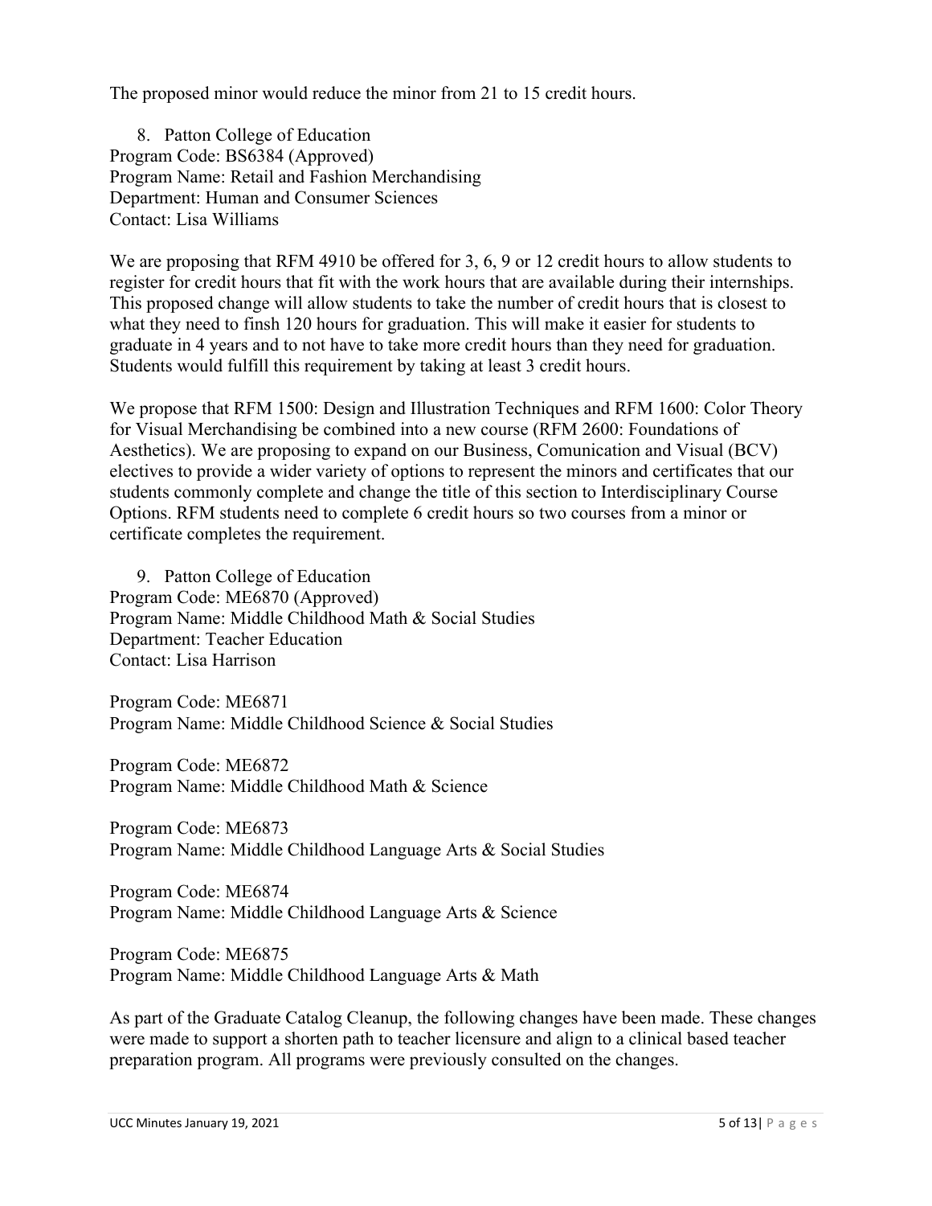The proposed minor would reduce the minor from 21 to 15 credit hours.

8. Patton College of Education

Program Code: BS6384 (Approved)
Program Name: Retail and Fashion Merchandising
Department: Human and Consumer Sciences
Contact: Lisa Williams

We are proposing that RFM 4910 be offered for 3, 6, 9 or 12 credit hours to allow students to register for credit hours that fit with the work hours that are available during their internships. This proposed change will allow students to take the number of credit hours that is closest to what they need to finsh 120 hours for graduation. This will make it easier for students to graduate in 4 years and to not have to take more credit hours than they need for graduation. Students would fulfill this requirement by taking at least 3 credit hours.

We propose that RFM 1500: Design and Illustration Techniques and RFM 1600: Color Theory for Visual Merchandising be combined into a new course (RFM 2600: Foundations of Aesthetics). We are proposing to expand on our Business, Comunication and Visual (BCV) electives to provide a wider variety of options to represent the minors and certificates that our students commonly complete and change the title of this section to Interdisciplinary Course Options. RFM students need to complete 6 credit hours so two courses from a minor or certificate completes the requirement.

9. Patton College of Education

Program Code: ME6870 (Approved)
Program Name: Middle Childhood Math & Social Studies
Department: Teacher Education
Contact: Lisa Harrison

Program Code: ME6871
Program Name: Middle Childhood Science & Social Studies

Program Code: ME6872
Program Name: Middle Childhood Math & Science

Program Code: ME6873
Program Name: Middle Childhood Language Arts & Social Studies

Program Code: ME6874
Program Name: Middle Childhood Language Arts & Science

Program Code: ME6875
Program Name: Middle Childhood Language Arts & Math

As part of the Graduate Catalog Cleanup, the following changes have been made. These changes were made to support a shorten path to teacher licensure and align to a clinical based teacher preparation program. All programs were previously consulted on the changes.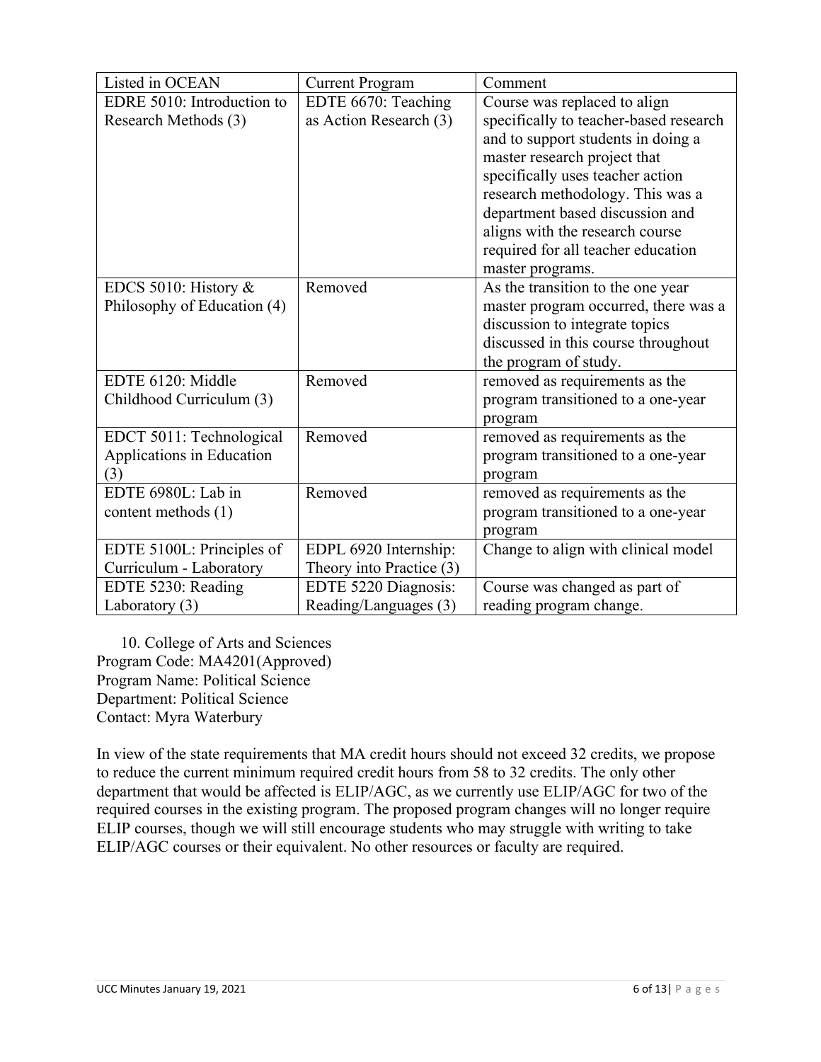| Listed in OCEAN | Current Program | Comment |
|---|---|---|
| EDRE 5010: Introduction to Research Methods (3) | EDTE 6670: Teaching as Action Research (3) | Course was replaced to align specifically to teacher-based research and to support students in doing a master research project that specifically uses teacher action research methodology. This was a department based discussion and aligns with the research course required for all teacher education master programs. |
| EDCS 5010: History & Philosophy of Education (4) | Removed | As the transition to the one year master program occurred, there was a discussion to integrate topics discussed in this course throughout the program of study. |
| EDTE 6120: Middle Childhood Curriculum (3) | Removed | removed as requirements as the program transitioned to a one-year program |
| EDCT 5011: Technological Applications in Education (3) | Removed | removed as requirements as the program transitioned to a one-year program |
| EDTE 6980L: Lab in content methods (1) | Removed | removed as requirements as the program transitioned to a one-year program |
| EDTE 5100L: Principles of Curriculum - Laboratory | EDPL 6920 Internship: Theory into Practice (3) | Change to align with clinical model |
| EDTE 5230: Reading Laboratory (3) | EDTE 5220 Diagnosis: Reading/Languages (3) | Course was changed as part of reading program change. |

10. College of Arts and Sciences
Program Code: MA4201(Approved)
Program Name: Political Science
Department: Political Science
Contact: Myra Waterbury

In view of the state requirements that MA credit hours should not exceed 32 credits, we propose to reduce the current minimum required credit hours from 58 to 32 credits. The only other department that would be affected is ELIP/AGC, as we currently use ELIP/AGC for two of the required courses in the existing program. The proposed program changes will no longer require ELIP courses, though we will still encourage students who may struggle with writing to take ELIP/AGC courses or their equivalent. No other resources or faculty are required.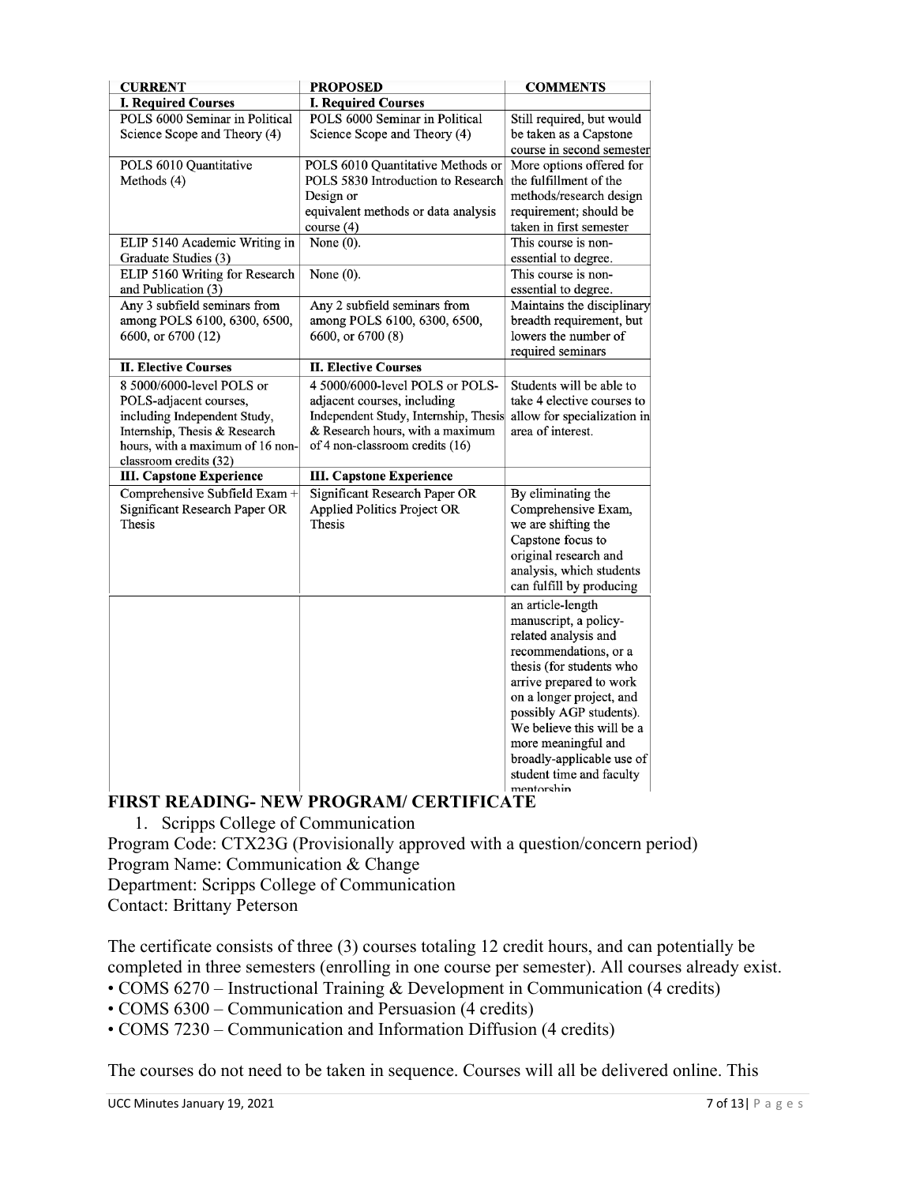| CURRENT | PROPOSED | COMMENTS |
|---|---|---|
| **I. Required Courses** | **I. Required Courses** | |
| POLS 6000 Seminar in Political Science Scope and Theory (4) | POLS 6000 Seminar in Political Science Scope and Theory (4) | Still required, but would be taken as a Capstone course in second semester |
| POLS 6010 Quantitative Methods (4) | POLS 6010 Quantitative Methods or POLS 5830 Introduction to Research Design or equivalent methods or data analysis course (4) | More options offered for the fulfillment of the methods/research design requirement; should be taken in first semester |
| ELIP 5140 Academic Writing in Graduate Studies (3) | None (0). | This course is non-essential to degree. |
| ELIP 5160 Writing for Research and Publication (3) | None (0). | This course is non-essential to degree. |
| Any 3 subfield seminars from among POLS 6100, 6300, 6500, 6600, or 6700 (12) | Any 2 subfield seminars from among POLS 6100, 6300, 6500, 6600, or 6700 (8) | Maintains the disciplinary breadth requirement, but lowers the number of required seminars |
| **II. Elective Courses** | **II. Elective Courses** | |
| 8 5000/6000-level POLS or POLS-adjacent courses, including Independent Study, Internship, Thesis & Research hours, with a maximum of 16 non-classroom credits (32) | 4 5000/6000-level POLS or POLS-adjacent courses, including Independent Study, Internship, Thesis & Research hours, with a maximum of 4 non-classroom credits (16) | Students will be able to take 4 elective courses to allow for specialization in area of interest. |
| **III. Capstone Experience** | **III. Capstone Experience** | |
| Comprehensive Subfield Exam + Significant Research Paper OR Thesis | Significant Research Paper OR Applied Politics Project OR Thesis | By eliminating the Comprehensive Exam, we are shifting the Capstone focus to original research and analysis, which students can fulfill by producing an article-length manuscript, a policy-related analysis and recommendations, or a thesis (for students who arrive prepared to work on a longer project, and possibly AGP students). We believe this will be a more meaningful and broadly-applicable use of student time and faculty mentorship |

## FIRST READING- NEW PROGRAM/ CERTIFICATE

1. Scripps College of Communication

Program Code: CTX23G (Provisionally approved with a question/concern period)
Program Name: Communication & Change
Department: Scripps College of Communication
Contact: Brittany Peterson

The certificate consists of three (3) courses totaling 12 credit hours, and can potentially be completed in three semesters (enrolling in one course per semester). All courses already exist.

- COMS 6270 – Instructional Training & Development in Communication (4 credits)
- COMS 6300 – Communication and Persuasion (4 credits)
- COMS 7230 – Communication and Information Diffusion (4 credits)

The courses do not need to be taken in sequence. Courses will all be delivered online. This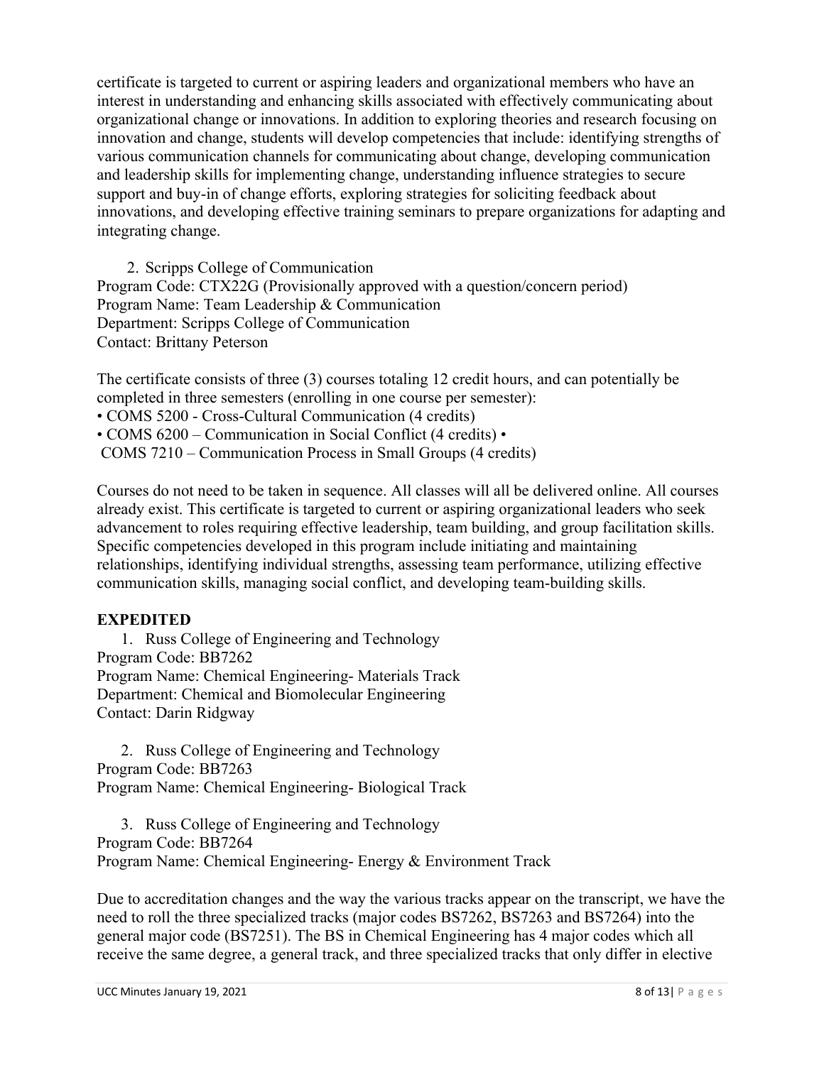certificate is targeted to current or aspiring leaders and organizational members who have an interest in understanding and enhancing skills associated with effectively communicating about organizational change or innovations. In addition to exploring theories and research focusing on innovation and change, students will develop competencies that include: identifying strengths of various communication channels for communicating about change, developing communication and leadership skills for implementing change, understanding influence strategies to secure support and buy-in of change efforts, exploring strategies for soliciting feedback about innovations, and developing effective training seminars to prepare organizations for adapting and integrating change.

2. Scripps College of Communication

Program Code: CTX22G (Provisionally approved with a question/concern period)
Program Name: Team Leadership & Communication
Department: Scripps College of Communication
Contact: Brittany Peterson

The certificate consists of three (3) courses totaling 12 credit hours, and can potentially be completed in three semesters (enrolling in one course per semester):

- COMS 5200 - Cross-Cultural Communication (4 credits)
- COMS 6200 – Communication in Social Conflict (4 credits)
- COMS 7210 – Communication Process in Small Groups (4 credits)

Courses do not need to be taken in sequence. All classes will all be delivered online. All courses already exist. This certificate is targeted to current or aspiring organizational leaders who seek advancement to roles requiring effective leadership, team building, and group facilitation skills. Specific competencies developed in this program include initiating and maintaining relationships, identifying individual strengths, assessing team performance, utilizing effective communication skills, managing social conflict, and developing team-building skills.

**EXPEDITED**

1. Russ College of Engineering and Technology

Program Code: BB7262
Program Name: Chemical Engineering- Materials Track
Department: Chemical and Biomolecular Engineering
Contact: Darin Ridgway

2. Russ College of Engineering and Technology

Program Code: BB7263
Program Name: Chemical Engineering- Biological Track

3. Russ College of Engineering and Technology

Program Code: BB7264
Program Name: Chemical Engineering- Energy & Environment Track

Due to accreditation changes and the way the various tracks appear on the transcript, we have the need to roll the three specialized tracks (major codes BS7262, BS7263 and BS7264) into the general major code (BS7251). The BS in Chemical Engineering has 4 major codes which all receive the same degree, a general track, and three specialized tracks that only differ in elective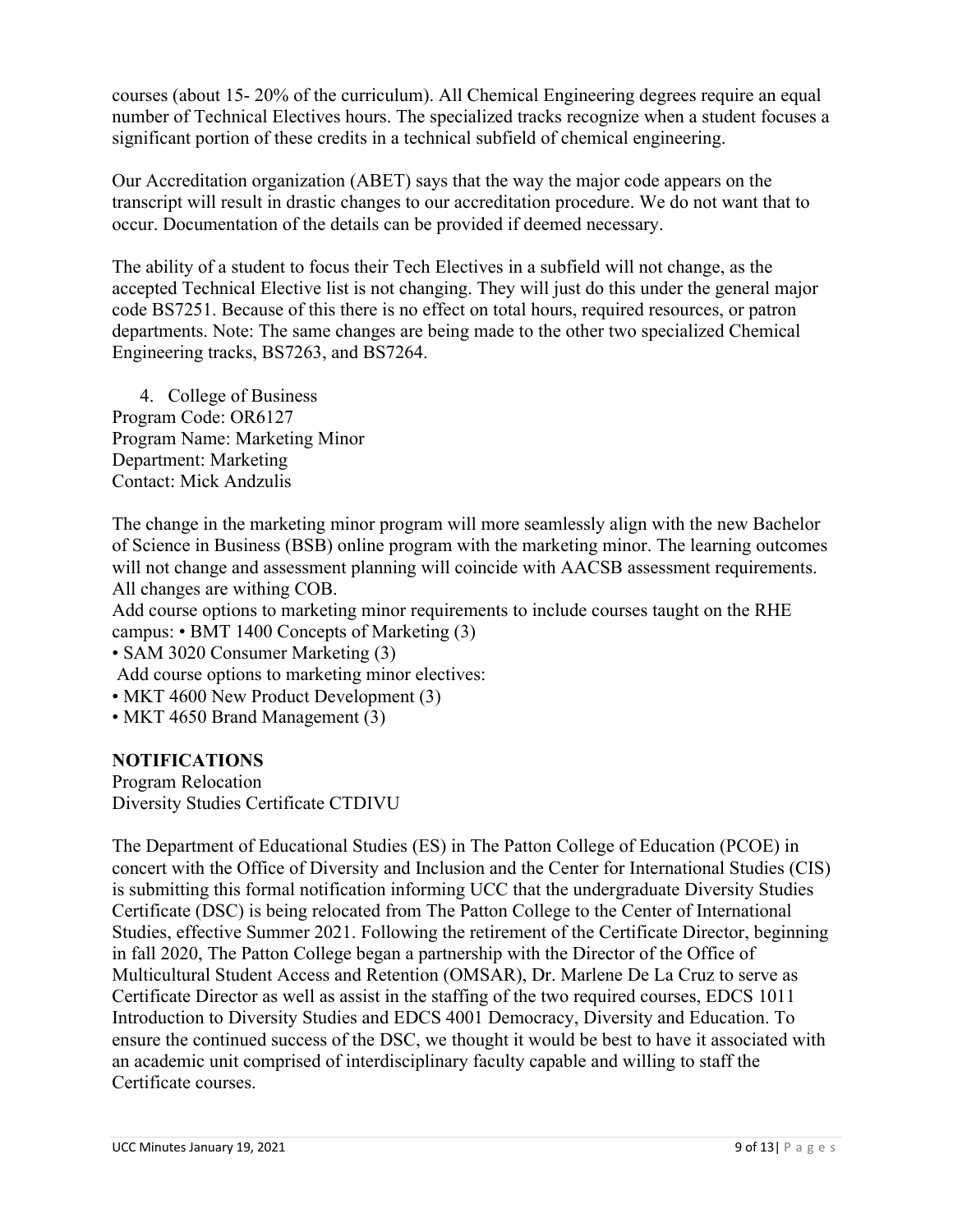courses (about 15- 20% of the curriculum). All Chemical Engineering degrees require an equal number of Technical Electives hours. The specialized tracks recognize when a student focuses a significant portion of these credits in a technical subfield of chemical engineering.

Our Accreditation organization (ABET) says that the way the major code appears on the transcript will result in drastic changes to our accreditation procedure. We do not want that to occur. Documentation of the details can be provided if deemed necessary.

The ability of a student to focus their Tech Electives in a subfield will not change, as the accepted Technical Elective list is not changing. They will just do this under the general major code BS7251. Because of this there is no effect on total hours, required resources, or patron departments. Note: The same changes are being made to the other two specialized Chemical Engineering tracks, BS7263, and BS7264.

4. College of Business

Program Code: OR6127
Program Name: Marketing Minor
Department: Marketing
Contact: Mick Andzulis

The change in the marketing minor program will more seamlessly align with the new Bachelor of Science in Business (BSB) online program with the marketing minor. The learning outcomes will not change and assessment planning will coincide with AACSB assessment requirements. All changes are withing COB.

Add course options to marketing minor requirements to include courses taught on the RHE campus: • BMT 1400 Concepts of Marketing (3)
• SAM 3020 Consumer Marketing (3)
Add course options to marketing minor electives:
• MKT 4600 New Product Development (3)
• MKT 4650 Brand Management (3)

**NOTIFICATIONS**

Program Relocation
Diversity Studies Certificate CTDIVU

The Department of Educational Studies (ES) in The Patton College of Education (PCOE) in concert with the Office of Diversity and Inclusion and the Center for International Studies (CIS) is submitting this formal notification informing UCC that the undergraduate Diversity Studies Certificate (DSC) is being relocated from The Patton College to the Center of International Studies, effective Summer 2021. Following the retirement of the Certificate Director, beginning in fall 2020, The Patton College began a partnership with the Director of the Office of Multicultural Student Access and Retention (OMSAR), Dr. Marlene De La Cruz to serve as Certificate Director as well as assist in the staffing of the two required courses, EDCS 1011 Introduction to Diversity Studies and EDCS 4001 Democracy, Diversity and Education. To ensure the continued success of the DSC, we thought it would be best to have it associated with an academic unit comprised of interdisciplinary faculty capable and willing to staff the Certificate courses.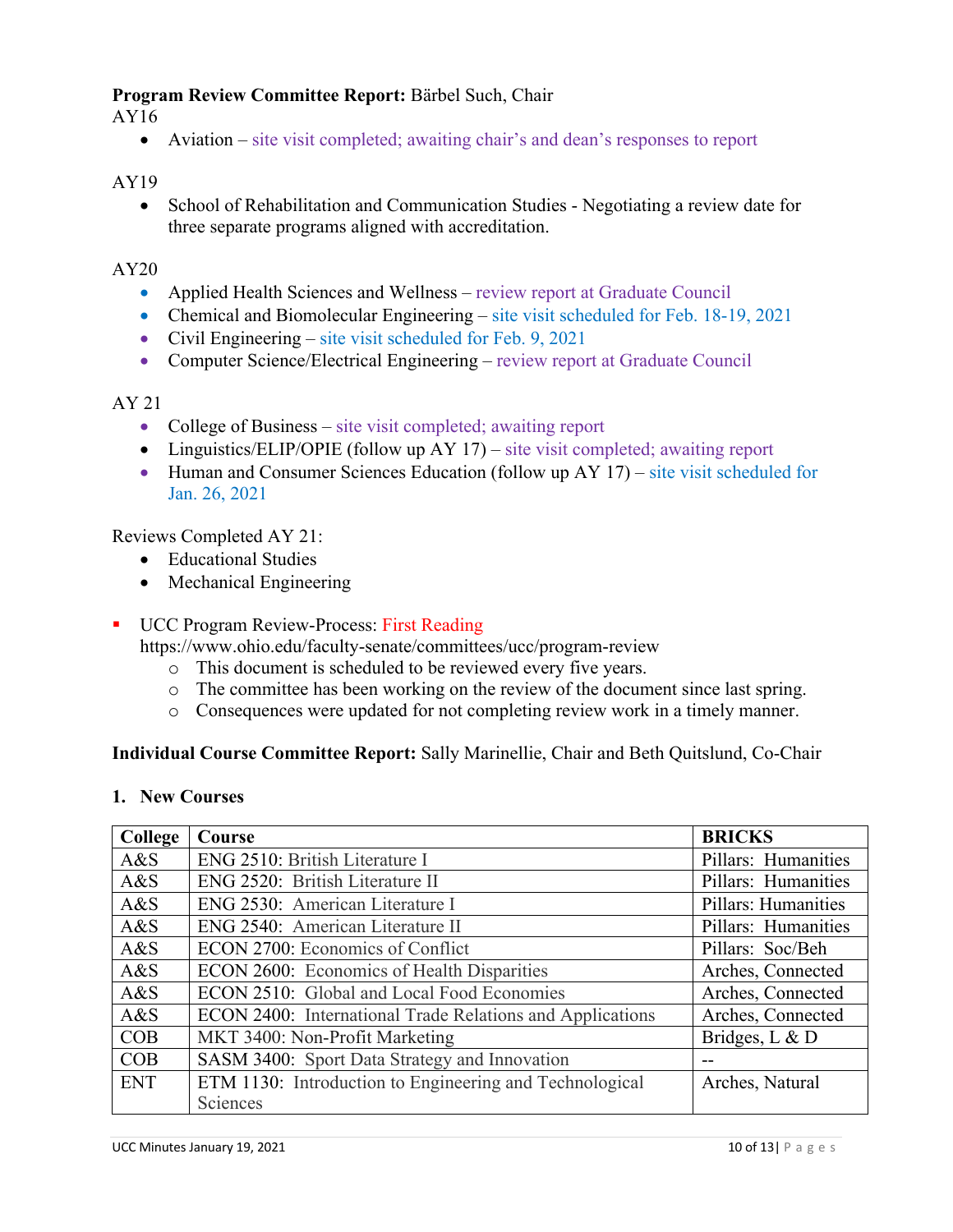**Program Review Committee Report:** Bärbel Such, Chair

AY16

- Aviation – site visit completed; awaiting chair's and dean's responses to report

AY19

- School of Rehabilitation and Communication Studies - Negotiating a review date for three separate programs aligned with accreditation.

AY20

- Applied Health Sciences and Wellness – review report at Graduate Council
- Chemical and Biomolecular Engineering – site visit scheduled for Feb. 18-19, 2021
- Civil Engineering – site visit scheduled for Feb. 9, 2021
- Computer Science/Electrical Engineering – review report at Graduate Council

AY 21

- College of Business – site visit completed; awaiting report
- Linguistics/ELIP/OPIE (follow up AY 17) – site visit completed; awaiting report
- Human and Consumer Sciences Education (follow up AY 17) – site visit scheduled for Jan. 26, 2021

Reviews Completed AY 21:

- Educational Studies
- Mechanical Engineering

- UCC Program Review-Process: First Reading
  https://www.ohio.edu/faculty-senate/committees/ucc/program-review
  - This document is scheduled to be reviewed every five years.
  - The committee has been working on the review of the document since last spring.
  - Consequences were updated for not completing review work in a timely manner.

**Individual Course Committee Report:** Sally Marinellie, Chair and Beth Quitslund, Co-Chair

**1. New Courses**

| College | Course | BRICKS |
|---|---|---|
| A&S | ENG 2510: British Literature I | Pillars: Humanities |
| A&S | ENG 2520: British Literature II | Pillars: Humanities |
| A&S | ENG 2530: American Literature I | Pillars: Humanities |
| A&S | ENG 2540: American Literature II | Pillars: Humanities |
| A&S | ECON 2700: Economics of Conflict | Pillars: Soc/Beh |
| A&S | ECON 2600: Economics of Health Disparities | Arches, Connected |
| A&S | ECON 2510: Global and Local Food Economies | Arches, Connected |
| A&S | ECON 2400: International Trade Relations and Applications | Arches, Connected |
| COB | MKT 3400: Non-Profit Marketing | Bridges, L & D |
| COB | SASM 3400: Sport Data Strategy and Innovation | -- |
| ENT | ETM 1130: Introduction to Engineering and Technological Sciences | Arches, Natural |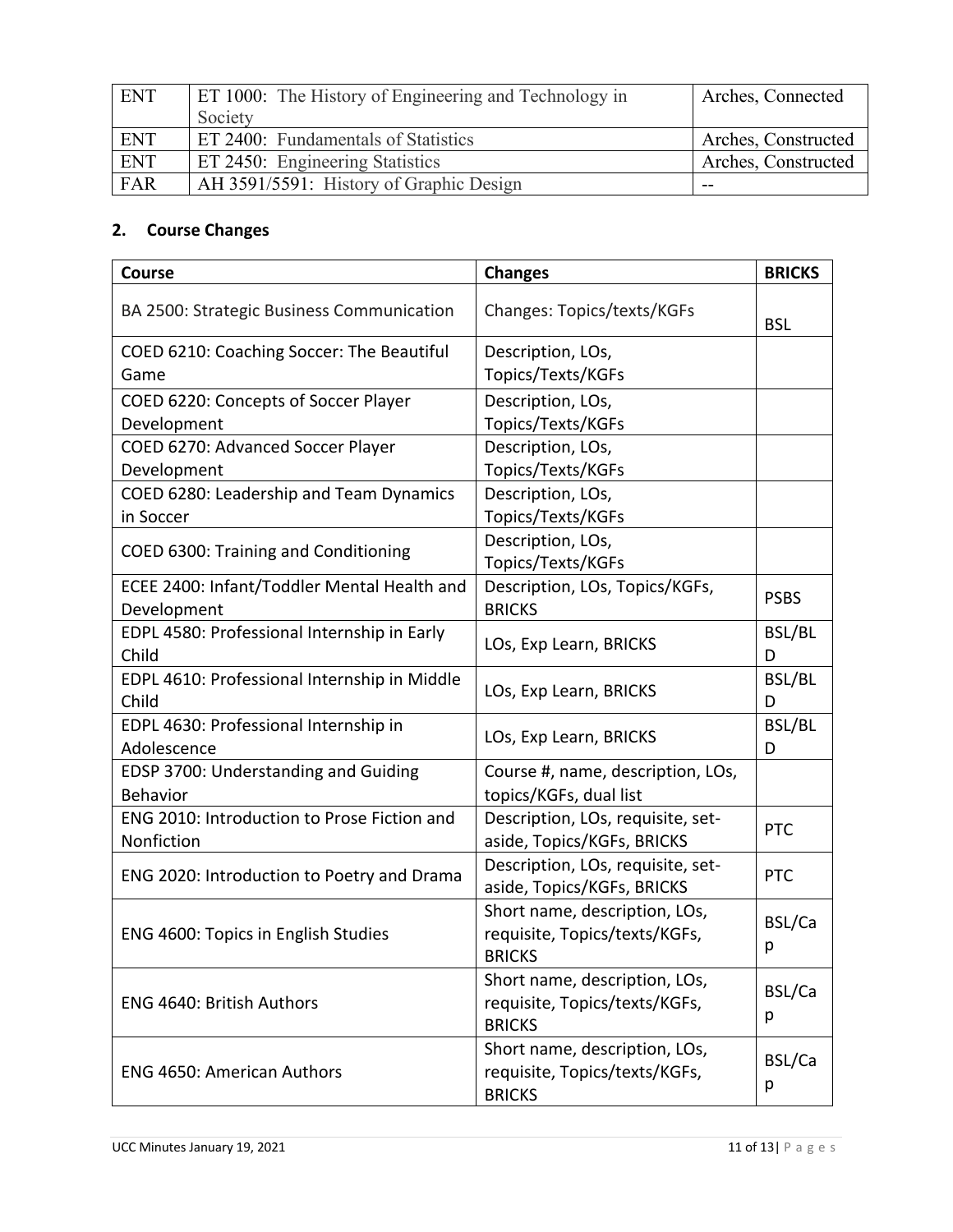| ENT | ET 1000: The History of Engineering and Technology in Society | Arches, Connected |
|---|---|---|
| ENT | ET 2400: Fundamentals of Statistics | Arches, Constructed |
| ENT | ET 2450: Engineering Statistics | Arches, Constructed |
| FAR | AH 3591/5591: History of Graphic Design | -- |

## 2. Course Changes

| Course | Changes | BRICKS |
|---|---|---|
| BA 2500: Strategic Business Communication | Changes: Topics/texts/KGFs | BSL |
| COED 6210: Coaching Soccer: The Beautiful Game | Description, LOs, Topics/Texts/KGFs | |
| COED 6220: Concepts of Soccer Player Development | Description, LOs, Topics/Texts/KGFs | |
| COED 6270: Advanced Soccer Player Development | Description, LOs, Topics/Texts/KGFs | |
| COED 6280: Leadership and Team Dynamics in Soccer | Description, LOs, Topics/Texts/KGFs | |
| COED 6300: Training and Conditioning | Description, LOs, Topics/Texts/KGFs | |
| ECEE 2400: Infant/Toddler Mental Health and Development | Description, LOs, Topics/KGFs, BRICKS | PSBS |
| EDPL 4580: Professional Internship in Early Child | LOs, Exp Learn, BRICKS | BSL/BLD |
| EDPL 4610: Professional Internship in Middle Child | LOs, Exp Learn, BRICKS | BSL/BLD |
| EDPL 4630: Professional Internship in Adolescence | LOs, Exp Learn, BRICKS | BSL/BLD |
| EDSP 3700: Understanding and Guiding Behavior | Course #, name, description, LOs, topics/KGFs, dual list | |
| ENG 2010: Introduction to Prose Fiction and Nonfiction | Description, LOs, requisite, set-aside, Topics/KGFs, BRICKS | PTC |
| ENG 2020: Introduction to Poetry and Drama | Description, LOs, requisite, set-aside, Topics/KGFs, BRICKS | PTC |
| ENG 4600: Topics in English Studies | Short name, description, LOs, requisite, Topics/texts/KGFs, BRICKS | BSL/Cap |
| ENG 4640: British Authors | Short name, description, LOs, requisite, Topics/texts/KGFs, BRICKS | BSL/Cap |
| ENG 4650: American Authors | Short name, description, LOs, requisite, Topics/texts/KGFs, BRICKS | BSL/Cap |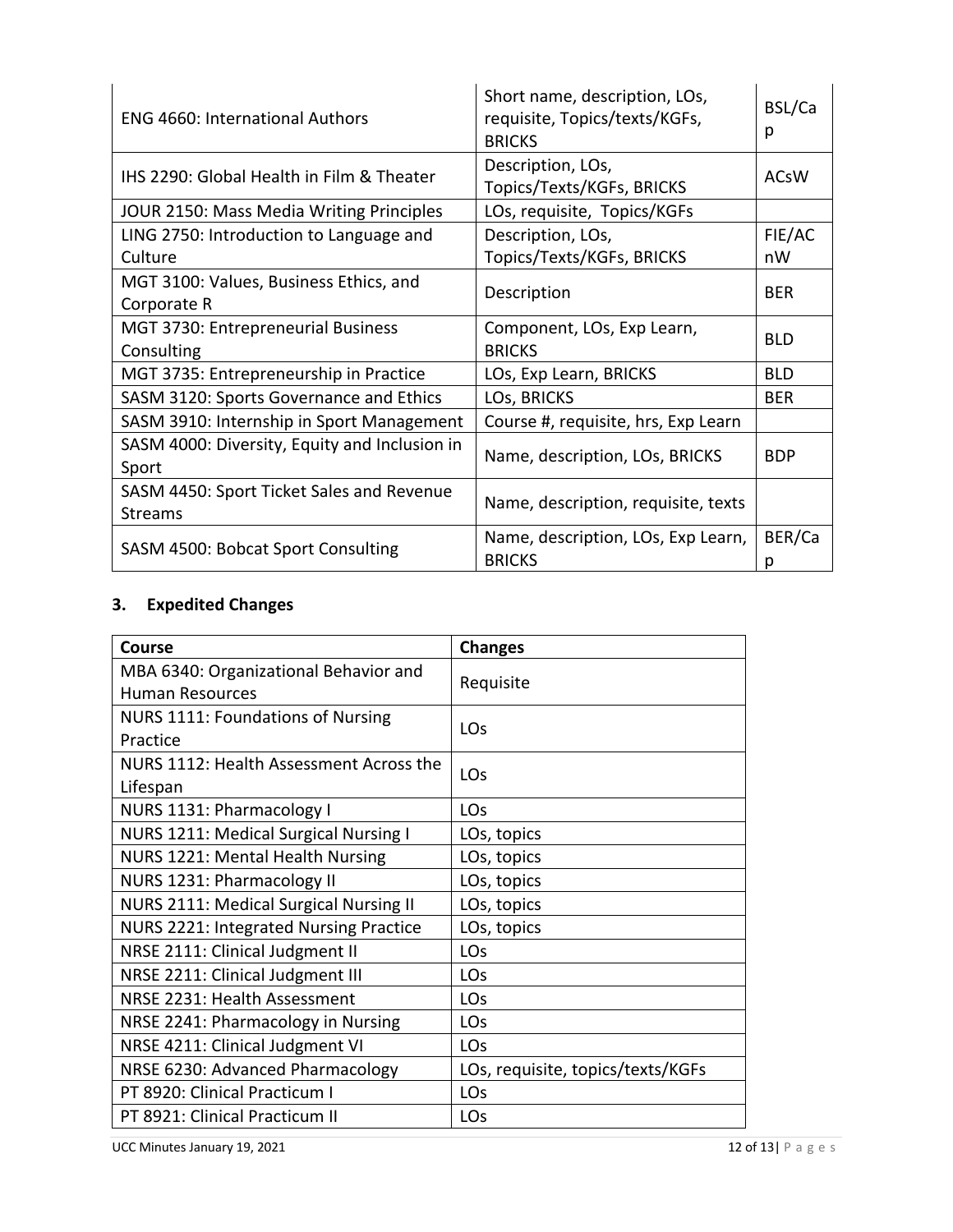| | | |
|---|---|---|
| ENG 4660: International Authors | Short name, description, LOs, requisite, Topics/texts/KGFs, BRICKS | BSL/Cap |
| IHS 2290: Global Health in Film & Theater | Description, LOs, Topics/Texts/KGFs, BRICKS | ACsW |
| JOUR 2150: Mass Media Writing Principles | LOs, requisite, Topics/KGFs | |
| LING 2750: Introduction to Language and Culture | Description, LOs, Topics/Texts/KGFs, BRICKS | FIE/ACnW |
| MGT 3100: Values, Business Ethics, and Corporate R | Description | BER |
| MGT 3730: Entrepreneurial Business Consulting | Component, LOs, Exp Learn, BRICKS | BLD |
| MGT 3735: Entrepreneurship in Practice | LOs, Exp Learn, BRICKS | BLD |
| SASM 3120: Sports Governance and Ethics | LOs, BRICKS | BER |
| SASM 3910: Internship in Sport Management | Course #, requisite, hrs, Exp Learn | |
| SASM 4000: Diversity, Equity and Inclusion in Sport | Name, description, LOs, BRICKS | BDP |
| SASM 4450: Sport Ticket Sales and Revenue Streams | Name, description, requisite, texts | |
| SASM 4500: Bobcat Sport Consulting | Name, description, LOs, Exp Learn, BRICKS | BER/Cap |

### 3. Expedited Changes

| Course | Changes |
|---|---|
| MBA 6340: Organizational Behavior and Human Resources | Requisite |
| NURS 1111: Foundations of Nursing Practice | LOs |
| NURS 1112: Health Assessment Across the Lifespan | LOs |
| NURS 1131: Pharmacology I | LOs |
| NURS 1211: Medical Surgical Nursing I | LOs, topics |
| NURS 1221: Mental Health Nursing | LOs, topics |
| NURS 1231: Pharmacology II | LOs, topics |
| NURS 2111: Medical Surgical Nursing II | LOs, topics |
| NURS 2221: Integrated Nursing Practice | LOs, topics |
| NRSE 2111: Clinical Judgment II | LOs |
| NRSE 2211: Clinical Judgment III | LOs |
| NRSE 2231: Health Assessment | LOs |
| NRSE 2241: Pharmacology in Nursing | LOs |
| NRSE 4211: Clinical Judgment VI | LOs |
| NRSE 6230: Advanced Pharmacology | LOs, requisite, topics/texts/KGFs |
| PT 8920: Clinical Practicum I | LOs |
| PT 8921: Clinical Practicum II | LOs |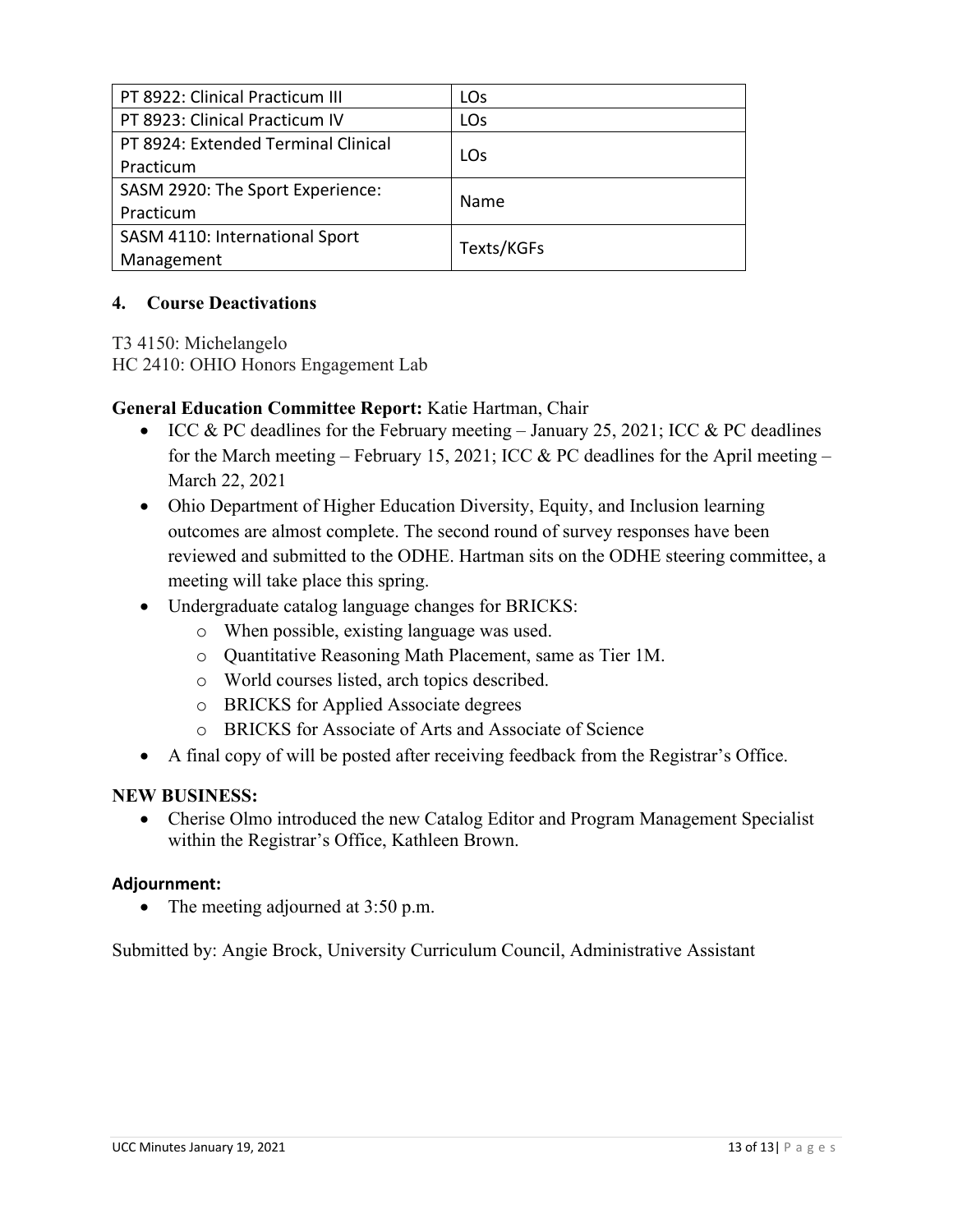| | |
|---|---|
| PT 8922: Clinical Practicum III | LOs |
| PT 8923: Clinical Practicum IV | LOs |
| PT 8924: Extended Terminal Clinical Practicum | LOs |
| SASM 2920: The Sport Experience: Practicum | Name |
| SASM 4110: International Sport Management | Texts/KGFs |

### 4. Course Deactivations

T3 4150: Michelangelo
HC 2410: OHIO Honors Engagement Lab

**General Education Committee Report:** Katie Hartman, Chair

- ICC & PC deadlines for the February meeting – January 25, 2021; ICC & PC deadlines for the March meeting – February 15, 2021; ICC & PC deadlines for the April meeting – March 22, 2021
- Ohio Department of Higher Education Diversity, Equity, and Inclusion learning outcomes are almost complete. The second round of survey responses have been reviewed and submitted to the ODHE. Hartman sits on the ODHE steering committee, a meeting will take place this spring.
- Undergraduate catalog language changes for BRICKS:
    - When possible, existing language was used.
    - Quantitative Reasoning Math Placement, same as Tier 1M.
    - World courses listed, arch topics described.
    - BRICKS for Applied Associate degrees
    - BRICKS for Associate of Arts and Associate of Science
- A final copy of will be posted after receiving feedback from the Registrar's Office.

**NEW BUSINESS:**

- Cherise Olmo introduced the new Catalog Editor and Program Management Specialist within the Registrar's Office, Kathleen Brown.

**Adjournment:**

- The meeting adjourned at 3:50 p.m.

Submitted by: Angie Brock, University Curriculum Council, Administrative Assistant